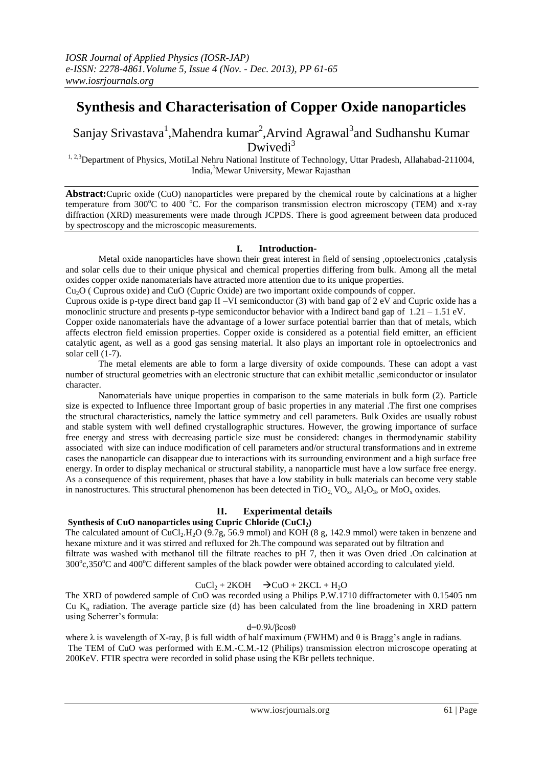# Synthesis and Characterisation of Copper Oxide nanoparticles

Sanjay Srivastava[1], Mahendra kumar[2], Arvind Agrawal[3] and Sudhanshu Kumar Dwivedi[3]

[1, 2,3]Department of Physics, MotiLal Nehru National Institute of Technology, Uttar Pradesh, Allahabad-211004, India, [3]Mewar University, Mewar Rajasthan

**Abstract:** Cupric oxide (CuO) nanoparticles were prepared by the chemical route by calcinations at a higher temperature from 300°C to 400 °C. For the comparison transmission electron microscopy (TEM) and x-ray diffraction (XRD) measurements were made through JCPDS. There is good agreement between data produced by spectroscopy and the microscopic measurements.

## I. Introduction-

Metal oxide nanoparticles have shown their great interest in field of sensing ,optoelectronics ,catalysis and solar cells due to their unique physical and chemical properties differing from bulk. Among all the metal oxides copper oxide nanomaterials have attracted more attention due to its unique properties.

$Cu_2O$ ( Cuprous oxide) and CuO (Cupric Oxide) are two important oxide compounds of copper.

Cuprous oxide is p-type direct band gap II –VI semiconductor (3) with band gap of 2 eV and Cupric oxide has a monoclinic structure and presents p-type semiconductor behavior with a Indirect band gap of 1.21 – 1.51 eV.

Copper oxide nanomaterials have the advantage of a lower surface potential barrier than that of metals, which affects electron field emission properties. Copper oxide is considered as a potential field emitter, an efficient catalytic agent, as well as a good gas sensing material. It also plays an important role in optoelectronics and solar cell (1-7).

The metal elements are able to form a large diversity of oxide compounds. These can adopt a vast number of structural geometries with an electronic structure that can exhibit metallic ,semiconductor or insulator character.

Nanomaterials have unique properties in comparison to the same materials in bulk form (2). Particle size is expected to Influence three Important group of basic properties in any material .The first one comprises the structural characteristics, namely the lattice symmetry and cell parameters. Bulk Oxides are usually robust and stable system with well defined crystallographic structures. However, the growing importance of surface free energy and stress with decreasing particle size must be considered: changes in thermodynamic stability associated with size can induce modification of cell parameters and/or structural transformations and in extreme cases the nanoparticle can disappear due to interactions with its surrounding environment and a high surface free energy. In order to display mechanical or structural stability, a nanoparticle must have a low surface free energy. As a consequence of this requirement, phases that have a low stability in bulk materials can become very stable in nanostructures. This structural phenomenon has been detected in $TiO_2$, $VO_x$, $Al_2O_3$, or $MoO_x$ oxides.

## II. Experimental details

### Synthesis of CuO nanoparticles using Cupric Chloride ($CuCl_2$)

The calculated amount of $CuCl_2.H_2O$ (9.7g, 56.9 mmol) and KOH (8 g, 142.9 mmol) were taken in benzene and hexane mixture and it was stirred and refluxed for 2h.The compound was separated out by filtration and filtrate was washed with methanol till the filtrate reaches to pH 7, then it was Oven dried .On calcination at 300°c,350°C and 400°C different samples of the black powder were obtained according to calculated yield.

$$CuCl_2 + 2KOH \rightarrow CuO + 2KCL + H_2O$$

The XRD of powdered sample of CuO was recorded using a Philips P.W.1710 diffractometer with 0.15405 nm Cu $K_\alpha$ radiation. The average particle size (d) has been calculated from the line broadening in XRD pattern using Scherrer's formula:

$$d=0.9\lambda/\beta\cos\theta$$

where $\lambda$ is wavelength of X-ray, $\beta$ is full width of half maximum (FWHM) and $\theta$ is Bragg's angle in radians.

The TEM of CuO was performed with E.M.-C.M.-12 (Philips) transmission electron microscope operating at 200KeV. FTIR spectra were recorded in solid phase using the KBr pellets technique.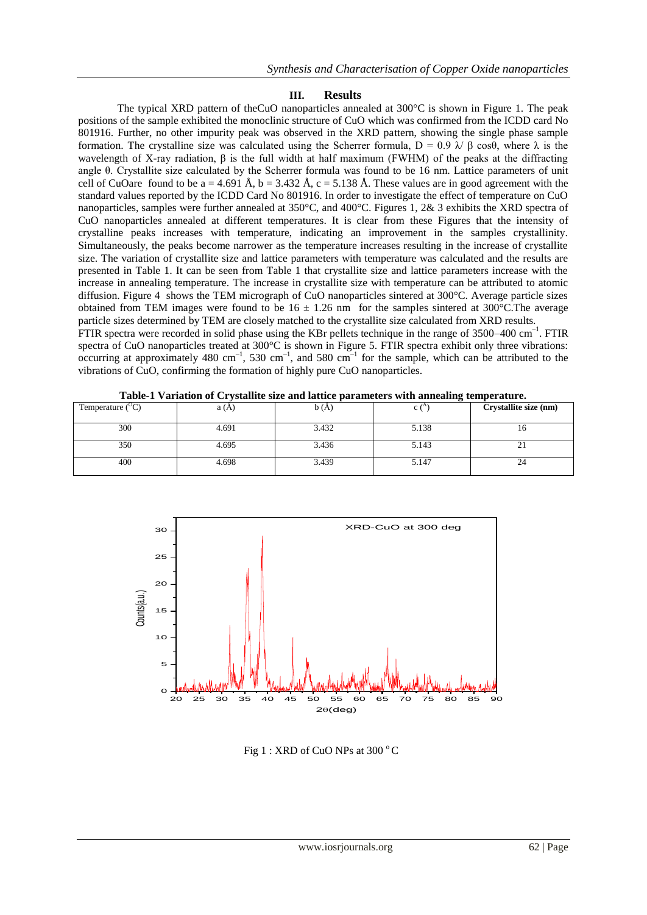## III. Results

The typical XRD pattern of theCuO nanoparticles annealed at 300°C is shown in Figure 1. The peak positions of the sample exhibited the monoclinic structure of CuO which was confirmed from the ICDD card No 801916. Further, no other impurity peak was observed in the XRD pattern, showing the single phase sample formation. The crystalline size was calculated using the Scherrer formula, $D = 0.9\ \lambda/\ \beta\ \cos\theta$, where $\lambda$ is the wavelength of X-ray radiation, $\beta$ is the full width at half maximum (FWHM) of the peaks at the diffracting angle $\theta$. Crystallite size calculated by the Scherrer formula was found to be 16 nm. Lattice parameters of unit cell of CuOare found to be a = 4.691 Å, b = 3.432 Å, c = 5.138 Å. These values are in good agreement with the standard values reported by the ICDD Card No 801916. In order to investigate the effect of temperature on CuO nanoparticles, samples were further annealed at 350°C, and 400°C. Figures 1, 2& 3 exhibits the XRD spectra of CuO nanoparticles annealed at different temperatures. It is clear from these Figures that the intensity of crystalline peaks increases with temperature, indicating an improvement in the samples crystallinity. Simultaneously, the peaks become narrower as the temperature increases resulting in the increase of crystallite size. The variation of crystallite size and lattice parameters with temperature was calculated and the results are presented in Table 1. It can be seen from Table 1 that crystallite size and lattice parameters increase with the increase in annealing temperature. The increase in crystallite size with temperature can be attributed to atomic diffusion. Figure 4 shows the TEM micrograph of CuO nanoparticles sintered at 300°C. Average particle sizes obtained from TEM images were found to be 16 ± 1.26 nm for the samples sintered at 300°C.The average particle sizes determined by TEM are closely matched to the crystallite size calculated from XRD results.

FTIR spectra were recorded in solid phase using the KBr pellets technique in the range of 3500–400 $cm^{-1}$. FTIR spectra of CuO nanoparticles treated at 300°C is shown in Figure 5. FTIR spectra exhibit only three vibrations: occurring at approximately 480 $cm^{-1}$, 530 $cm^{-1}$, and 580 $cm^{-1}$ for the sample, which can be attributed to the vibrations of CuO, confirming the formation of highly pure CuO nanoparticles.

**Table-1 Variation of Crystallite size and lattice parameters with annealing temperature.**

| Temperature ($^{o}$C) | a (Å) | b (Å) | c (Å) | **Crystallite size (nm)** |
|---|---|---|---|---|
| 300 | 4.691 | 3.432 | 5.138 | 16 |
| 350 | 4.695 | 3.436 | 5.143 | 21 |
| 400 | 4.698 | 3.439 | 5.147 | 24 |

Fig 1 : XRD of CuO NPs at 300 $^{o}$C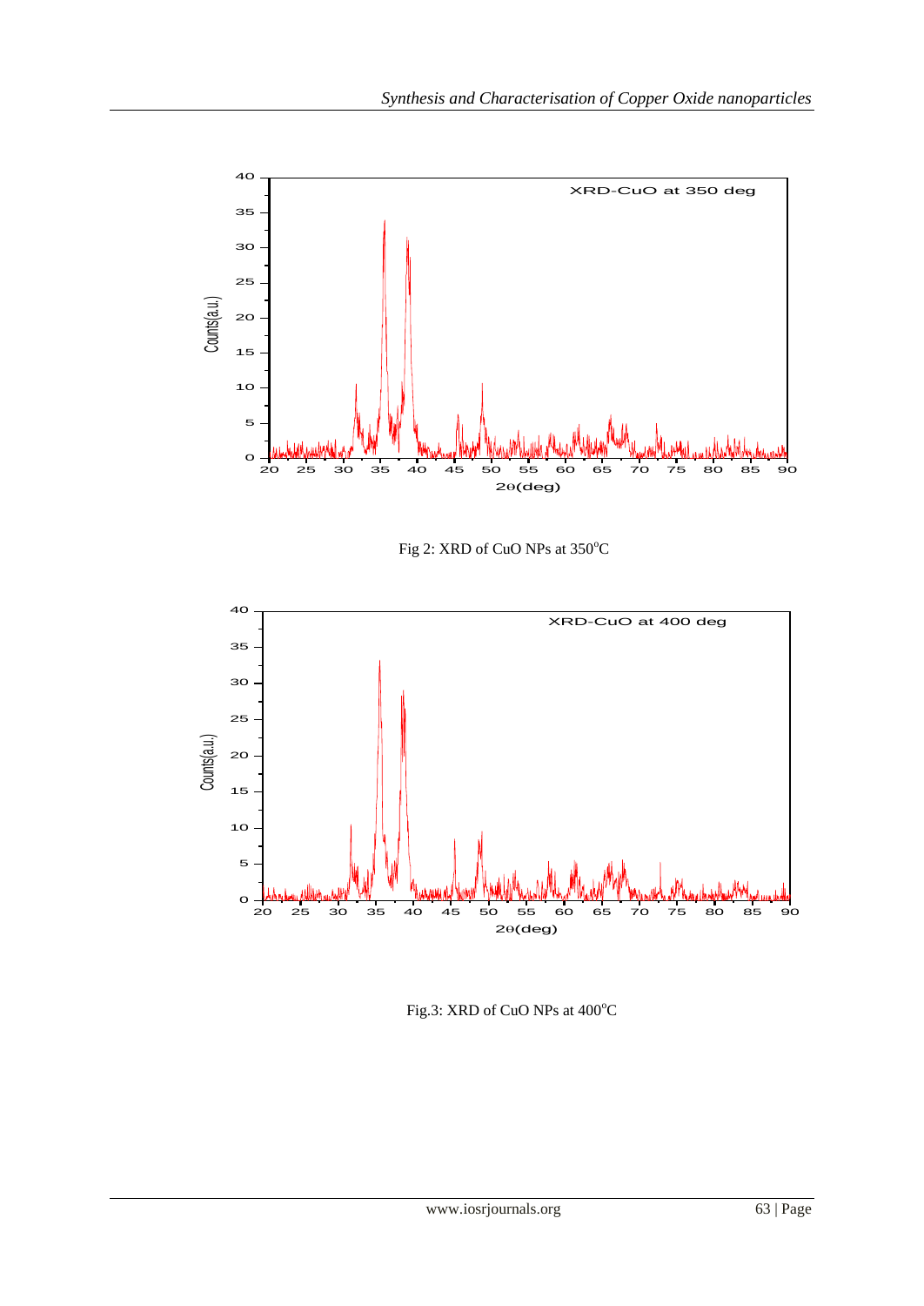Fig 2: XRD of CuO NPs at $350^{o}C$

Fig.3: XRD of CuO NPs at $400^{o}C$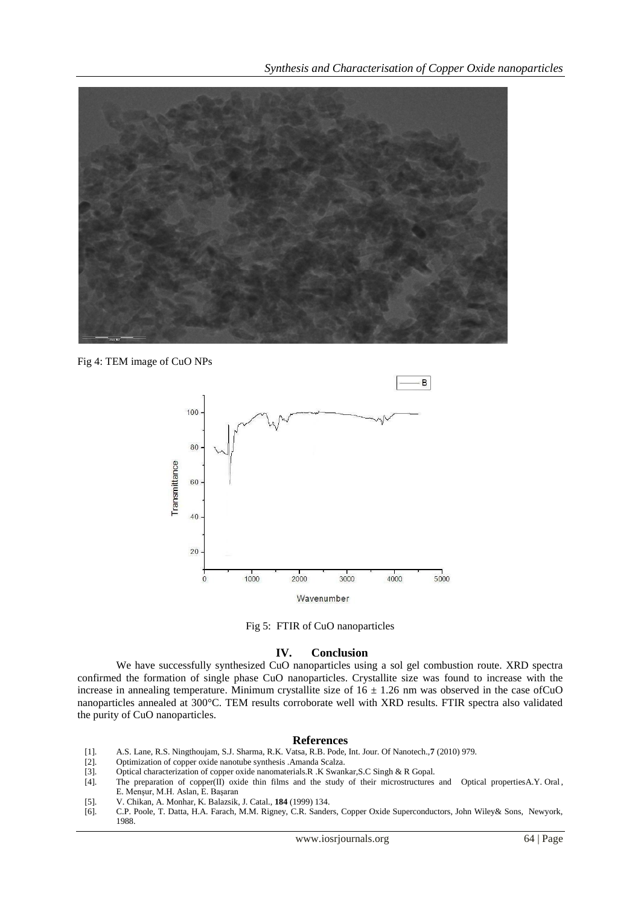Fig 4: TEM image of CuO NPs

Fig 5: FTIR of CuO nanoparticles

## IV. Conclusion

We have successfully synthesized CuO nanoparticles using a sol gel combustion route. XRD spectra confirmed the formation of single phase CuO nanoparticles. Crystallite size was found to increase with the increase in annealing temperature. Minimum crystallite size of $16 \pm 1.26$ nm was observed in the case ofCuO nanoparticles annealed at 300°C. TEM results corroborate well with XRD results. FTIR spectra also validated the purity of CuO nanoparticles.

## References

[1]. A.S. Lane, R.S. Ningthoujam, S.J. Sharma, R.K. Vatsa, R.B. Pode, Int. Jour. Of Nanotech.,**7** (2010) 979.

[2]. Optimization of copper oxide nanotube synthesis .Amanda Scalza.

[3]. Optical characterization of copper oxide nanomaterials.R .K Swankar,S.C Singh & R Gopal.

[4]. The preparation of copper(II) oxide thin films and the study of their microstructures and Optical propertiesA.Y. Oral, E. Menşur, M.H. Aslan, E. Başaran

[5]. V. Chikan, A. Monhar, K. Balazsik, J. Catal., **184** (1999) 134.

[6]. C.P. Poole, T. Datta, H.A. Farach, M.M. Rigney, C.R. Sanders, Copper Oxide Superconductors, John Wiley& Sons, Newyork, 1988.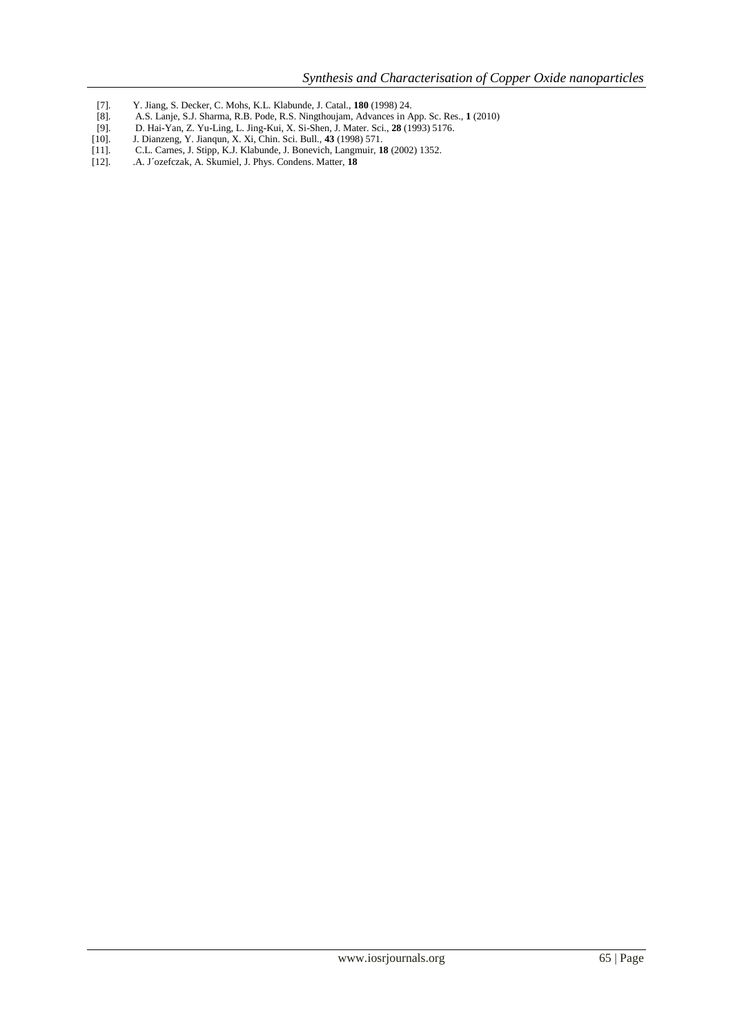[7]. Y. Jiang, S. Decker, C. Mohs, K.L. Klabunde, J. Catal., **180** (1998) 24.
[8]. A.S. Lanje, S.J. Sharma, R.B. Pode, R.S. Ningthoujam, Advances in App. Sc. Res., **1** (2010)
[9]. D. Hai-Yan, Z. Yu-Ling, L. Jing-Kui, X. Si-Shen, J. Mater. Sci., **28** (1993) 5176.
[10]. J. Dianzeng, Y. Jianqun, X. Xi, Chin. Sci. Bull., **43** (1998) 571.
[11]. C.L. Carnes, J. Stipp, K.J. Klabunde, J. Bonevich, Langmuir, **18** (2002) 1352.
[12]. .A. J´ozefczak, A. Skumiel, J. Phys. Condens. Matter, **18**